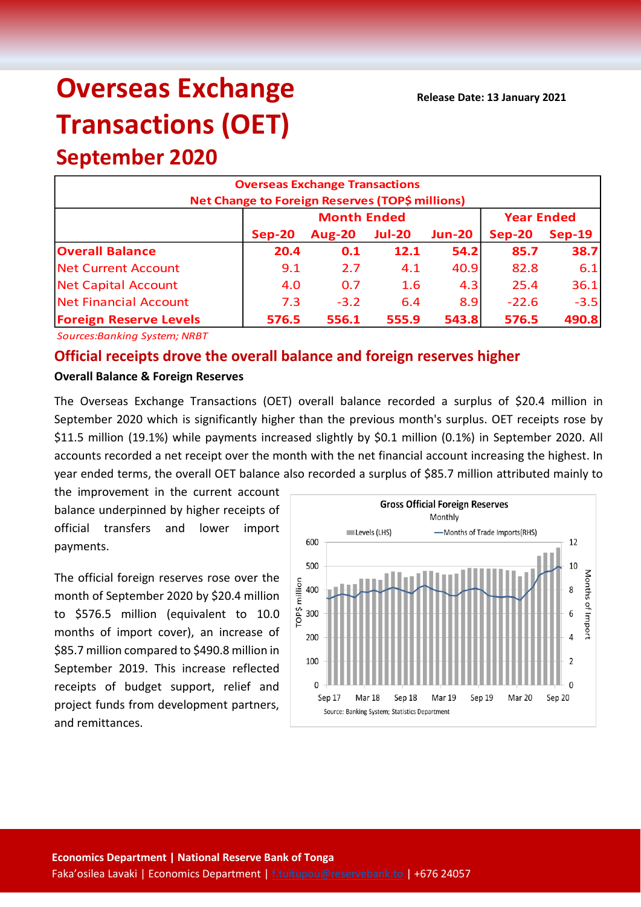# Overseas Exchange Transactions (OET)

## September 2020

**Release Date: 13 January 2021**

| Overseas Exchange Transactions<br>Net Change to Foreign Reserves (TOP$ millions) | | | | | | |
|---|---|---|---|---|---|---|
| | Month Ended | | | | Year Ended | |
| | Sep-20 | Aug-20 | Jul-20 | Jun-20 | Sep-20 | Sep-19 |
| **Overall Balance** | **20.4** | **0.1** | **12.1** | **54.2** | **85.7** | **38.7** |
| Net Current Account | 9.1 | 2.7 | 4.1 | 40.9 | 82.8 | 6.1 |
| Net Capital Account | 4.0 | 0.7 | 1.6 | 4.3 | 25.4 | 36.1 |
| Net Financial Account | 7.3 | -3.2 | 6.4 | 8.9 | -22.6 | -3.5 |
| **Foreign Reserve Levels** | **576.5** | **556.1** | **555.9** | **543.8** | **576.5** | **490.8** |

*Sources:Banking System; NRBT*

## Official receipts drove the overall balance and foreign reserves higher

**Overall Balance & Foreign Reserves**

The Overseas Exchange Transactions (OET) overall balance recorded a surplus of $20.4 million in September 2020 which is significantly higher than the previous month's surplus. OET receipts rose by $11.5 million (19.1%) while payments increased slightly by $0.1 million (0.1%) in September 2020. All accounts recorded a net receipt over the month with the net financial account increasing the highest. In year ended terms, the overall OET balance also recorded a surplus of $85.7 million attributed mainly to the improvement in the current account balance underpinned by higher receipts of official transfers and lower import payments.

The official foreign reserves rose over the month of September 2020 by $20.4 million to $576.5 million (equivalent to 10.0 months of import cover), an increase of $85.7 million compared to $490.8 million in September 2019. This increase reflected receipts of budget support, relief and project funds from development partners, and remittances.

**Gross Official Foreign Reserves**
Monthly

Source: Banking System; Statistics Department

**Economics Department | National Reserve Bank of Tonga**
Faka'osilea Lavaki | Economics Department | f.tuitupou@reservebank.to | +676 24057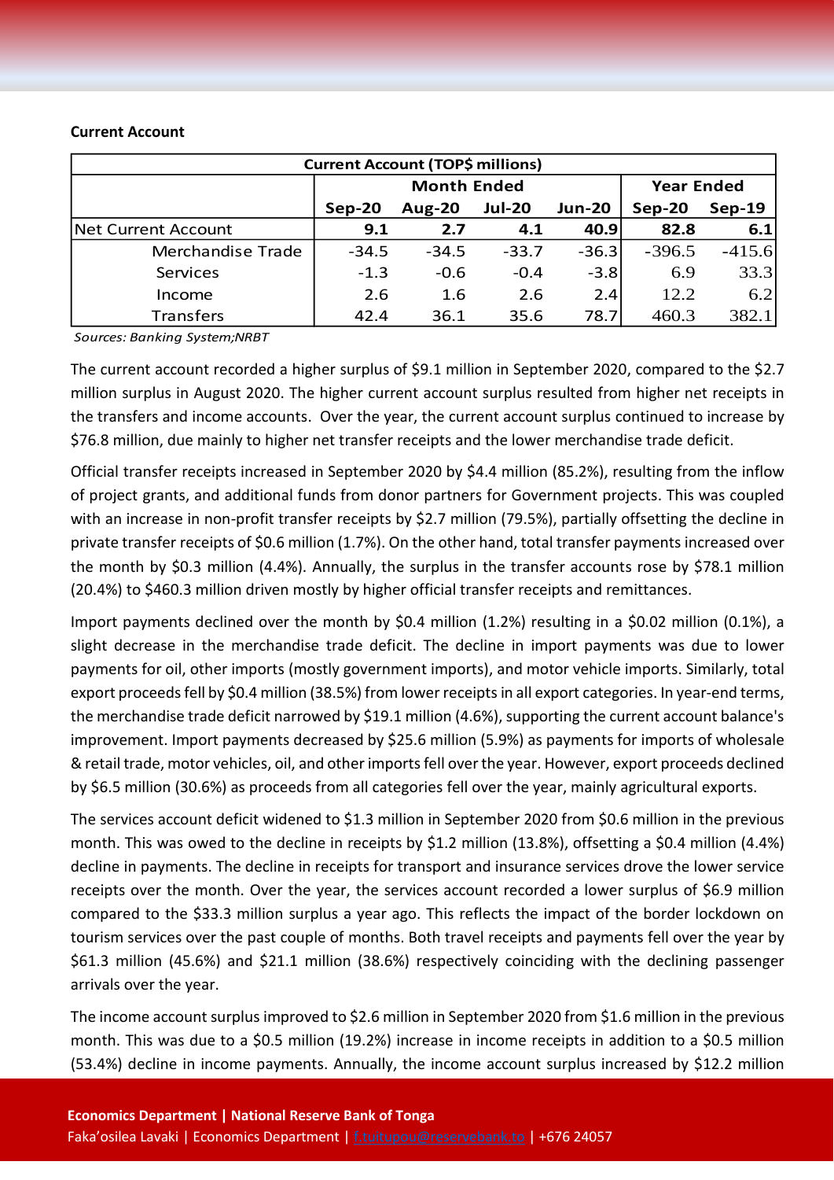**Current Account**

| Current Account (TOP$ millions) | | | | | | |
|---|---|---|---|---|---|---|
| | Month Ended | | | | Year Ended | |
| | Sep-20 | Aug-20 | Jul-20 | Jun-20 | Sep-20 | Sep-19 |
| Net Current Account | **9.1** | **2.7** | **4.1** | **40.9** | **82.8** | **6.1** |
| Merchandise Trade | -34.5 | -34.5 | -33.7 | -36.3 | -396.5 | -415.6 |
| Services | -1.3 | -0.6 | -0.4 | -3.8 | 6.9 | 33.3 |
| Income | 2.6 | 1.6 | 2.6 | 2.4 | 12.2 | 6.2 |
| Transfers | 42.4 | 36.1 | 35.6 | 78.7 | 460.3 | 382.1 |

*Sources: Banking System;NRBT*

The current account recorded a higher surplus of $9.1 million in September 2020, compared to the $2.7 million surplus in August 2020. The higher current account surplus resulted from higher net receipts in the transfers and income accounts. Over the year, the current account surplus continued to increase by $76.8 million, due mainly to higher net transfer receipts and the lower merchandise trade deficit.

Official transfer receipts increased in September 2020 by $4.4 million (85.2%), resulting from the inflow of project grants, and additional funds from donor partners for Government projects. This was coupled with an increase in non-profit transfer receipts by $2.7 million (79.5%), partially offsetting the decline in private transfer receipts of $0.6 million (1.7%). On the other hand, total transfer payments increased over the month by $0.3 million (4.4%). Annually, the surplus in the transfer accounts rose by $78.1 million (20.4%) to $460.3 million driven mostly by higher official transfer receipts and remittances.

Import payments declined over the month by $0.4 million (1.2%) resulting in a $0.02 million (0.1%), a slight decrease in the merchandise trade deficit. The decline in import payments was due to lower payments for oil, other imports (mostly government imports), and motor vehicle imports. Similarly, total export proceeds fell by $0.4 million (38.5%) from lower receipts in all export categories. In year-end terms, the merchandise trade deficit narrowed by $19.1 million (4.6%), supporting the current account balance's improvement. Import payments decreased by $25.6 million (5.9%) as payments for imports of wholesale & retail trade, motor vehicles, oil, and other imports fell over the year. However, export proceeds declined by $6.5 million (30.6%) as proceeds from all categories fell over the year, mainly agricultural exports.

The services account deficit widened to $1.3 million in September 2020 from $0.6 million in the previous month. This was owed to the decline in receipts by $1.2 million (13.8%), offsetting a $0.4 million (4.4%) decline in payments. The decline in receipts for transport and insurance services drove the lower service receipts over the month. Over the year, the services account recorded a lower surplus of $6.9 million compared to the $33.3 million surplus a year ago. This reflects the impact of the border lockdown on tourism services over the past couple of months. Both travel receipts and payments fell over the year by $61.3 million (45.6%) and $21.1 million (38.6%) respectively coinciding with the declining passenger arrivals over the year.

The income account surplus improved to $2.6 million in September 2020 from $1.6 million in the previous month. This was due to a $0.5 million (19.2%) increase in income receipts in addition to a $0.5 million (53.4%) decline in income payments. Annually, the income account surplus increased by $12.2 million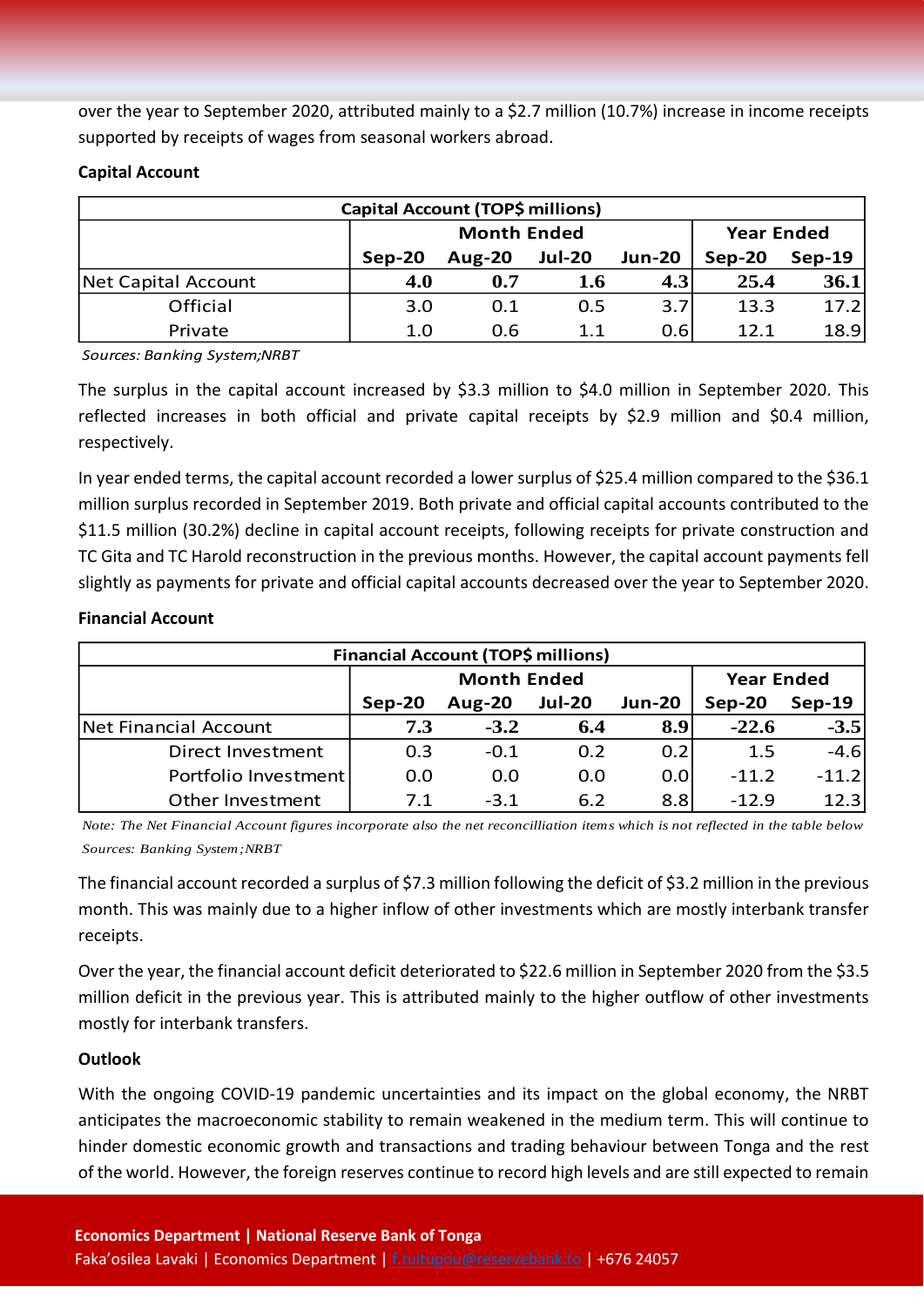over the year to September 2020, attributed mainly to a $2.7 million (10.7%) increase in income receipts supported by receipts of wages from seasonal workers abroad.

**Capital Account**

| Capital Account (TOP$ millions) | | | | | | |
|---|---|---|---|---|---|---|
| | Month Ended | | | | Year Ended | |
| | Sep-20 | Aug-20 | Jul-20 | Jun-20 | Sep-20 | Sep-19 |
| Net Capital Account | **4.0** | **0.7** | **1.6** | **4.3** | **25.4** | **36.1** |
| Official | 3.0 | 0.1 | 0.5 | 3.7 | 13.3 | 17.2 |
| Private | 1.0 | 0.6 | 1.1 | 0.6 | 12.1 | 18.9 |

*Sources: Banking System;NRBT*

The surplus in the capital account increased by $3.3 million to $4.0 million in September 2020. This reflected increases in both official and private capital receipts by $2.9 million and $0.4 million, respectively.

In year ended terms, the capital account recorded a lower surplus of $25.4 million compared to the $36.1 million surplus recorded in September 2019. Both private and official capital accounts contributed to the $11.5 million (30.2%) decline in capital account receipts, following receipts for private construction and TC Gita and TC Harold reconstruction in the previous months. However, the capital account payments fell slightly as payments for private and official capital accounts decreased over the year to September 2020.

**Financial Account**

| Financial Account (TOP$ millions) | | | | | | |
|---|---|---|---|---|---|---|
| | Month Ended | | | | Year Ended | |
| | Sep-20 | Aug-20 | Jul-20 | Jun-20 | Sep-20 | Sep-19 |
| Net Financial Account | **7.3** | **-3.2** | **6.4** | **8.9** | **-22.6** | **-3.5** |
| Direct Investment | 0.3 | -0.1 | 0.2 | 0.2 | 1.5 | -4.6 |
| Portfolio Investment | 0.0 | 0.0 | 0.0 | 0.0 | -11.2 | -11.2 |
| Other Investment | 7.1 | -3.1 | 6.2 | 8.8 | -12.9 | 12.3 |

*Note: The Net Financial Account figures incorporate also the net reconcilliation items which is not reflected in the table below*

*Sources: Banking System ;NRBT*

The financial account recorded a surplus of $7.3 million following the deficit of $3.2 million in the previous month. This was mainly due to a higher inflow of other investments which are mostly interbank transfer receipts.

Over the year, the financial account deficit deteriorated to $22.6 million in September 2020 from the $3.5 million deficit in the previous year. This is attributed mainly to the higher outflow of other investments mostly for interbank transfers.

**Outlook**

With the ongoing COVID-19 pandemic uncertainties and its impact on the global economy, the NRBT anticipates the macroeconomic stability to remain weakened in the medium term. This will continue to hinder domestic economic growth and transactions and trading behaviour between Tonga and the rest of the world. However, the foreign reserves continue to record high levels and are still expected to remain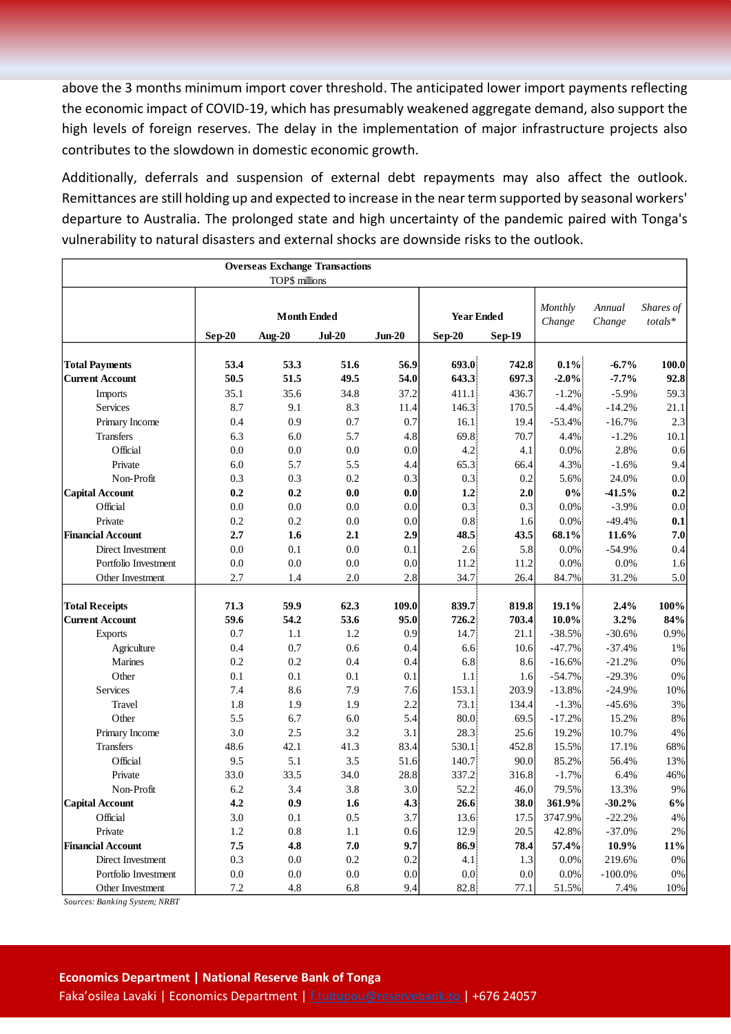above the 3 months minimum import cover threshold. The anticipated lower import payments reflecting the economic impact of COVID-19, which has presumably weakened aggregate demand, also support the high levels of foreign reserves. The delay in the implementation of major infrastructure projects also contributes to the slowdown in domestic economic growth.

Additionally, deferrals and suspension of external debt repayments may also affect the outlook. Remittances are still holding up and expected to increase in the near term supported by seasonal workers' departure to Australia. The prolonged state and high uncertainty of the pandemic paired with Tonga's vulnerability to natural disasters and external shocks are downside risks to the outlook.

**Overseas Exchange Transactions**
TOP$ millions

| | Month Ended | | | | Year Ended | | *Monthly Change* | *Annual Change* | *Shares of totals** |
|---|---|---|---|---|---|---|---|---|---|
| | **Sep-20** | **Aug-20** | **Jul-20** | **Jun-20** | **Sep-20** | **Sep-19** | | | |
| **Total Payments** | **53.4** | **53.3** | **51.6** | **56.9** | **693.0** | **742.8** | **0.1%** | **-6.7%** | **100.0** |
| **Current Account** | **50.5** | **51.5** | **49.5** | **54.0** | **643.3** | **697.3** | **-2.0%** | **-7.7%** | **92.8** |
| Imports | 35.1 | 35.6 | 34.8 | 37.2 | 411.1 | 436.7 | -1.2% | -5.9% | 59.3 |
| Services | 8.7 | 9.1 | 8.3 | 11.4 | 146.3 | 170.5 | -4.4% | -14.2% | 21.1 |
| Primary Income | 0.4 | 0.9 | 0.7 | 0.7 | 16.1 | 19.4 | -53.4% | -16.7% | 2.3 |
| Transfers | 6.3 | 6.0 | 5.7 | 4.8 | 69.8 | 70.7 | 4.4% | -1.2% | 10.1 |
| Official | 0.0 | 0.0 | 0.0 | 0.0 | 4.2 | 4.1 | 0.0% | 2.8% | 0.6 |
| Private | 6.0 | 5.7 | 5.5 | 4.4 | 65.3 | 66.4 | 4.3% | -1.6% | 9.4 |
| Non-Profit | 0.3 | 0.3 | 0.2 | 0.3 | 0.3 | 0.2 | 5.6% | 24.0% | 0.0 |
| **Capital Account** | **0.2** | **0.2** | **0.0** | **0.0** | **1.2** | **2.0** | **0%** | **-41.5%** | **0.2** |
| Official | 0.0 | 0.0 | 0.0 | 0.0 | 0.3 | 0.3 | 0.0% | -3.9% | 0.0 |
| Private | 0.2 | 0.2 | 0.0 | 0.0 | 0.8 | 1.6 | 0.0% | -49.4% | **0.1** |
| **Financial Account** | **2.7** | **1.6** | **2.1** | **2.9** | **48.5** | **43.5** | **68.1%** | **11.6%** | **7.0** |
| Direct Investment | 0.0 | 0.1 | 0.0 | 0.1 | 2.6 | 5.8 | 0.0% | -54.9% | 0.4 |
| Portfolio Investment | 0.0 | 0.0 | 0.0 | 0.0 | 11.2 | 11.2 | 0.0% | 0.0% | 1.6 |
| Other Investment | 2.7 | 1.4 | 2.0 | 2.8 | 34.7 | 26.4 | 84.7% | 31.2% | 5.0 |
| **Total Receipts** | **71.3** | **59.9** | **62.3** | **109.0** | **839.7** | **819.8** | **19.1%** | **2.4%** | **100%** |
| **Current Account** | **59.6** | **54.2** | **53.6** | **95.0** | **726.2** | **703.4** | **10.0%** | **3.2%** | **84%** |
| Exports | 0.7 | 1.1 | 1.2 | 0.9 | 14.7 | 21.1 | -38.5% | -30.6% | 0.9% |
| Agriculture | 0.4 | 0.7 | 0.6 | 0.4 | 6.6 | 10.6 | -47.7% | -37.4% | 1% |
| Marines | 0.2 | 0.2 | 0.4 | 0.4 | 6.8 | 8.6 | -16.6% | -21.2% | 0% |
| Other | 0.1 | 0.1 | 0.1 | 0.1 | 1.1 | 1.6 | -54.7% | -29.3% | 0% |
| Services | 7.4 | 8.6 | 7.9 | 7.6 | 153.1 | 203.9 | -13.8% | -24.9% | 10% |
| Travel | 1.8 | 1.9 | 1.9 | 2.2 | 73.1 | 134.4 | -1.3% | -45.6% | 3% |
| Other | 5.5 | 6.7 | 6.0 | 5.4 | 80.0 | 69.5 | -17.2% | 15.2% | 8% |
| Primary Income | 3.0 | 2.5 | 3.2 | 3.1 | 28.3 | 25.6 | 19.2% | 10.7% | 4% |
| Transfers | 48.6 | 42.1 | 41.3 | 83.4 | 530.1 | 452.8 | 15.5% | 17.1% | 68% |
| Official | 9.5 | 5.1 | 3.5 | 51.6 | 140.7 | 90.0 | 85.2% | 56.4% | 13% |
| Private | 33.0 | 33.5 | 34.0 | 28.8 | 337.2 | 316.8 | -1.7% | 6.4% | 46% |
| Non-Profit | 6.2 | 3.4 | 3.8 | 3.0 | 52.2 | 46.0 | 79.5% | 13.3% | 9% |
| **Capital Account** | **4.2** | **0.9** | **1.6** | **4.3** | **26.6** | **38.0** | **361.9%** | **-30.2%** | **6%** |
| Official | 3.0 | 0.1 | 0.5 | 3.7 | 13.6 | 17.5 | 3747.9% | -22.2% | 4% |
| Private | 1.2 | 0.8 | 1.1 | 0.6 | 12.9 | 20.5 | 42.8% | -37.0% | 2% |
| **Financial Account** | **7.5** | **4.8** | **7.0** | **9.7** | **86.9** | **78.4** | **57.4%** | **10.9%** | **11%** |
| Direct Investment | 0.3 | 0.0 | 0.2 | 0.2 | 4.1 | 1.3 | 0.0% | 219.6% | 0% |
| Portfolio Investment | 0.0 | 0.0 | 0.0 | 0.0 | 0.0 | 0.0 | 0.0% | -100.0% | 0% |
| Other Investment | 7.2 | 4.8 | 6.8 | 9.4 | 82.8 | 77.1 | 51.5% | 7.4% | 10% |

*Sources: Banking System; NRBT*

**Economics Department | National Reserve Bank of Tonga**
Faka'osilea Lavaki | Economics Department | f.tuitupou@reservebank.to | +676 24057